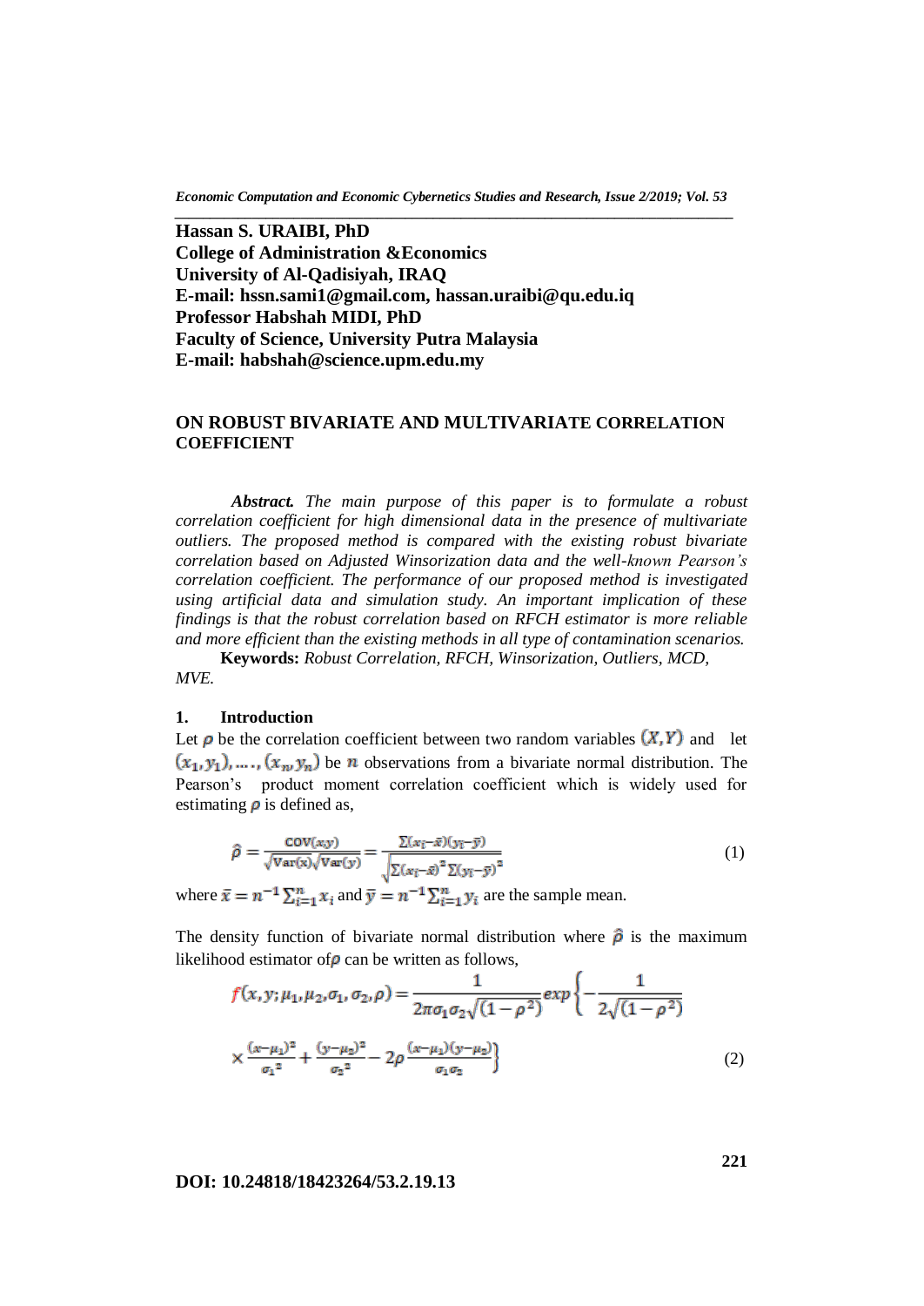**Hassan S. URAIBI, PhD**
**College of Administration &Economics**
**University of Al-Qadisiyah, IRAQ**
**E-mail: hssn.sami1@gmail.com, hassan.uraibi@qu.edu.iq**
**Professor Habshah MIDI, PhD**
**Faculty of Science, University Putra Malaysia**
**E-mail: habshah@science.upm.edu.my**

# ON ROBUST BIVARIATE AND MULTIVARIATE CORRELATION COEFFICIENT

***Abstract.*** *The main purpose of this paper is to formulate a robust correlation coefficient for high dimensional data in the presence of multivariate outliers. The proposed method is compared with the existing robust bivariate correlation based on Adjusted Winsorization data and the well-known Pearson's correlation coefficient. The performance of our proposed method is investigated using artificial data and simulation study. An important implication of these findings is that the robust correlation based on RFCH estimator is more reliable and more efficient than the existing methods in all type of contamination scenarios.*

**Keywords:** *Robust Correlation, RFCH, Winsorization, Outliers, MCD, MVE.*

## 1. Introduction

Let $\rho$ be the correlation coefficient between two random variables $(X, Y)$ and let $(x_1, y_1), \ldots, (x_n, y_n)$ be $n$ observations from a bivariate normal distribution. The Pearson's product moment correlation coefficient which is widely used for estimating $\rho$ is defined as,

$$\hat{\rho} = \frac{\text{cov}(x,y)}{\sqrt{\text{Var}(x)}\sqrt{\text{Var}(y)}} = \frac{\sum(x_i - \bar{x})(y_i - \bar{y})}{\sqrt{\sum(x_i - \bar{x})^2 \sum(y_i - \bar{y})^2}} \tag{1}$$

where $\bar{x} = n^{-1}\sum_{i=1}^{n} x_i$ and $\bar{y} = n^{-1}\sum_{i=1}^{n} y_i$ are the sample mean.

The density function of bivariate normal distribution where $\hat{\rho}$ is the maximum likelihood estimator of $\rho$ can be written as follows,

$$f(x, y; \mu_1, \mu_2, \sigma_1, \sigma_2, \rho) = \frac{1}{2\pi\sigma_1\sigma_2\sqrt{(1-\rho^2)}} exp\left\{-\frac{1}{2\sqrt{(1-\rho^2)}} \times \frac{(x-\mu_1)^2}{\sigma_1^2} + \frac{(y-\mu_2)^2}{\sigma_2^2} - 2\rho\frac{(x-\mu_1)(y-\mu_2)}{\sigma_1\sigma_2}\right\} \tag{2}$$

DOI: 10.24818/18423264/53.2.19.13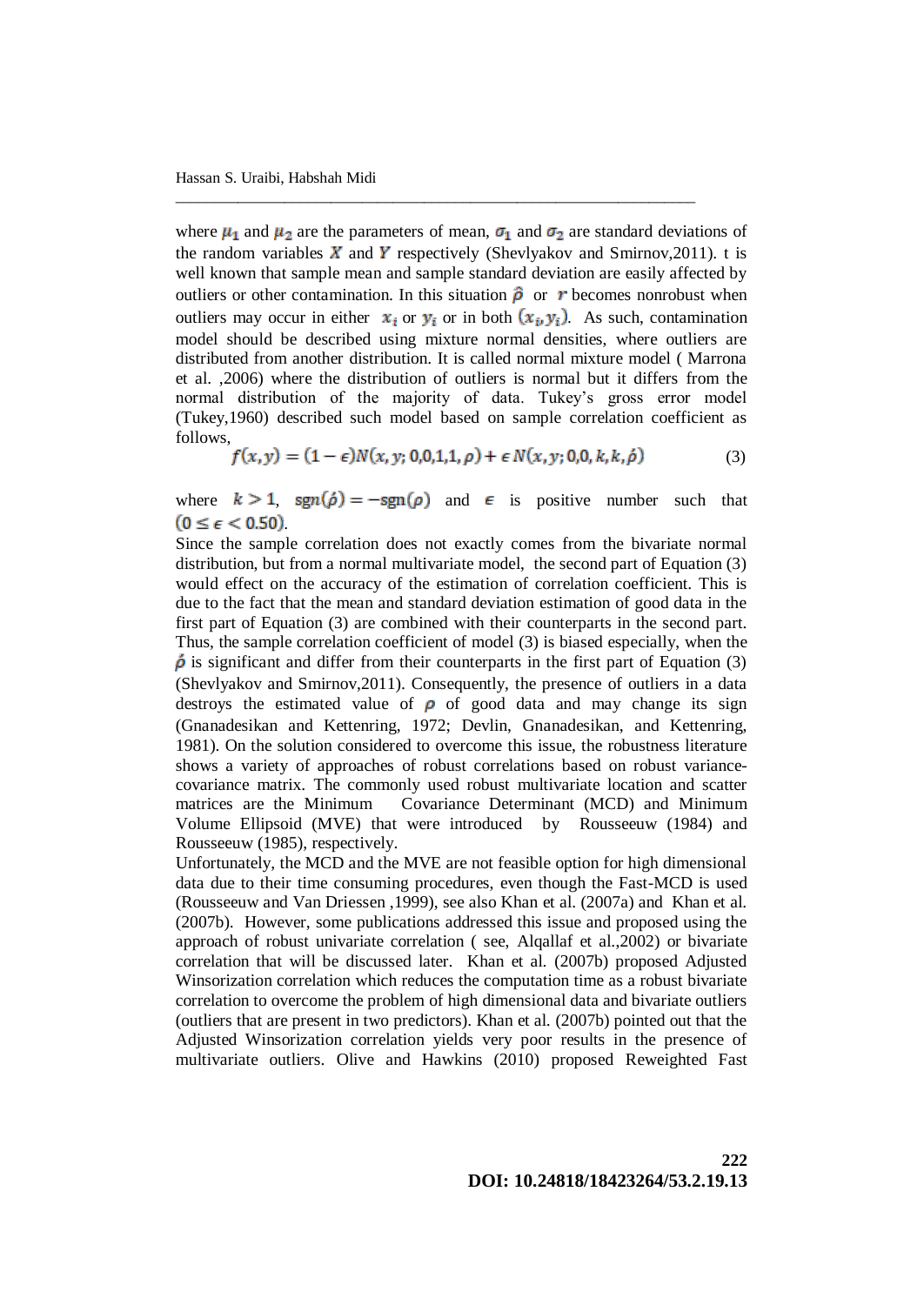where $\mu_1$ and $\mu_2$ are the parameters of mean, $\sigma_1$ and $\sigma_2$ are standard deviations of the random variables $X$ and $Y$ respectively (Shevlyakov and Smirnov,2011). t is well known that sample mean and sample standard deviation are easily affected by outliers or other contamination. In this situation $\hat{\rho}$ or $r$ becomes nonrobust when outliers may occur in either $x_i$ or $y_i$ or in both $(x_i, y_i)$. As such, contamination model should be described using mixture normal densities, where outliers are distributed from another distribution. It is called normal mixture model ( Marrona et al. ,2006) where the distribution of outliers is normal but it differs from the normal distribution of the majority of data. Tukey's gross error model (Tukey,1960) described such model based on sample correlation coefficient as follows,

$$f(x, y) = (1 - \epsilon)N(x, y; 0,0,1,1, \rho) + \epsilon\, N(x, y; 0,0, k, k, \acute{\rho}) \tag{3}$$

where $k > 1$, $\text{sgn}(\acute{\rho}) = -\text{sgn}(\rho)$ and $\epsilon$ is positive number such that $(0 \leq \epsilon < 0.50)$.

Since the sample correlation does not exactly comes from the bivariate normal distribution, but from a normal multivariate model, the second part of Equation (3) would effect on the accuracy of the estimation of correlation coefficient. This is due to the fact that the mean and standard deviation estimation of good data in the first part of Equation (3) are combined with their counterparts in the second part. Thus, the sample correlation coefficient of model (3) is biased especially, when the $\acute{\rho}$ is significant and differ from their counterparts in the first part of Equation (3) (Shevlyakov and Smirnov,2011). Consequently, the presence of outliers in a data destroys the estimated value of $\rho$ of good data and may change its sign (Gnanadesikan and Kettenring, 1972; Devlin, Gnanadesikan, and Kettenring, 1981). On the solution considered to overcome this issue, the robustness literature shows a variety of approaches of robust correlations based on robust variance-covariance matrix. The commonly used robust multivariate location and scatter matrices are the Minimum Covariance Determinant (MCD) and Minimum Volume Ellipsoid (MVE) that were introduced by Rousseeuw (1984) and Rousseeuw (1985), respectively.

Unfortunately, the MCD and the MVE are not feasible option for high dimensional data due to their time consuming procedures, even though the Fast-MCD is used (Rousseeuw and Van Driessen ,1999), see also Khan et al. (2007a) and Khan et al. (2007b). However, some publications addressed this issue and proposed using the approach of robust univariate correlation ( see, Alqallaf et al.,2002) or bivariate correlation that will be discussed later. Khan et al. (2007b) proposed Adjusted Winsorization correlation which reduces the computation time as a robust bivariate correlation to overcome the problem of high dimensional data and bivariate outliers (outliers that are present in two predictors). Khan et al. (2007b) pointed out that the Adjusted Winsorization correlation yields very poor results in the presence of multivariate outliers. Olive and Hawkins (2010) proposed Reweighted Fast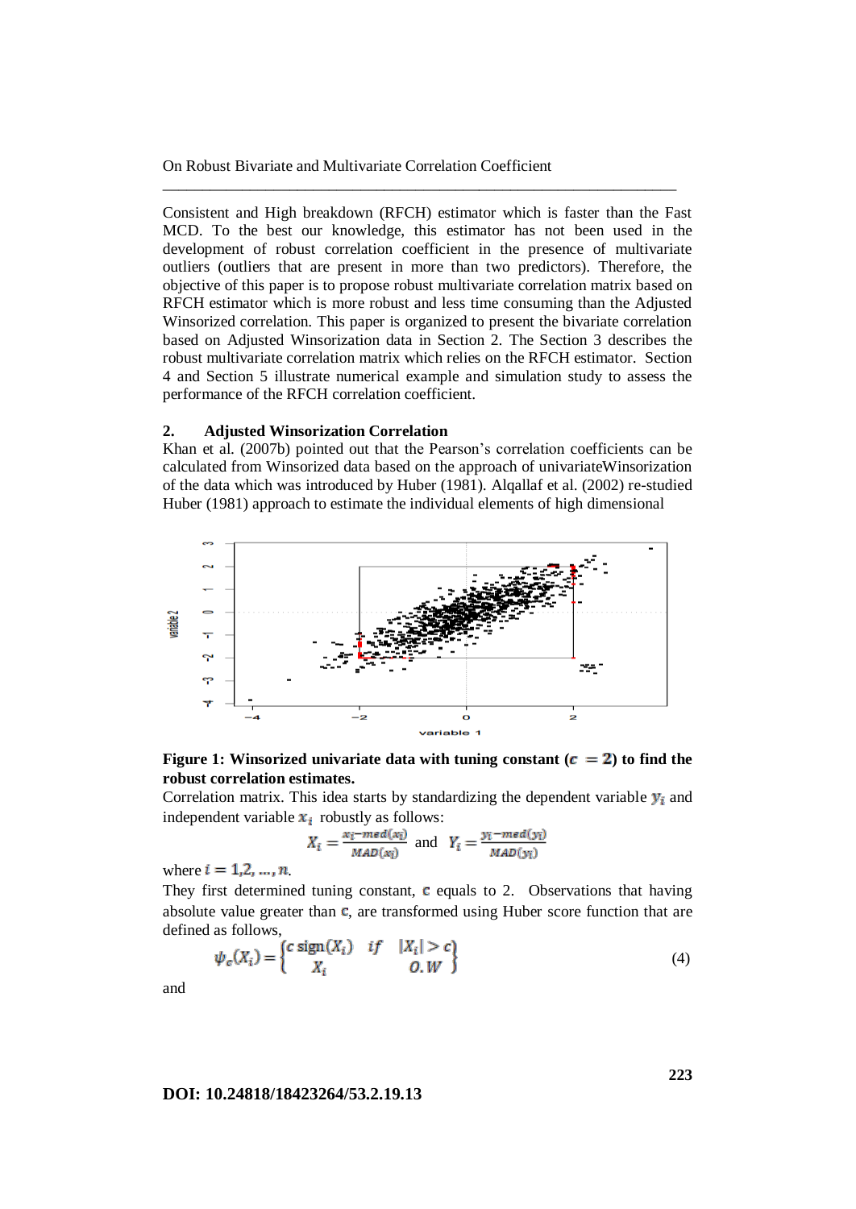Consistent and High breakdown (RFCH) estimator which is faster than the Fast MCD. To the best our knowledge, this estimator has not been used in the development of robust correlation coefficient in the presence of multivariate outliers (outliers that are present in more than two predictors). Therefore, the objective of this paper is to propose robust multivariate correlation matrix based on RFCH estimator which is more robust and less time consuming than the Adjusted Winsorized correlation. This paper is organized to present the bivariate correlation based on Adjusted Winsorization data in Section 2. The Section 3 describes the robust multivariate correlation matrix which relies on the RFCH estimator. Section 4 and Section 5 illustrate numerical example and simulation study to assess the performance of the RFCH correlation coefficient.

## 2. Adjusted Winsorization Correlation

Khan et al. (2007b) pointed out that the Pearson's correlation coefficients can be calculated from Winsorized data based on the approach of univariateWinsorization of the data which was introduced by Huber (1981). Alqallaf et al. (2002) re-studied Huber (1981) approach to estimate the individual elements of high dimensional

**Figure 1: Winsorized univariate data with tuning constant ($c = 2$) to find the robust correlation estimates.**

Correlation matrix. This idea starts by standardizing the dependent variable $y_i$ and independent variable $x_i$ robustly as follows:

$$X_i = \frac{x_i - med(x_i)}{MAD(x_i)} \text{ and } Y_i = \frac{y_i - med(y_i)}{MAD(y_i)}$$

where $i = 1, 2, \ldots, n$.

They first determined tuning constant, $c$ equals to 2. Observations that having absolute value greater than $c$, are transformed using Huber score function that are defined as follows,

$$\psi_c(X_i) = \begin{Bmatrix} c \operatorname{sign}(X_i) & if \quad |X_i| > c \\ X_i & O.W \end{Bmatrix} \tag{4}$$

and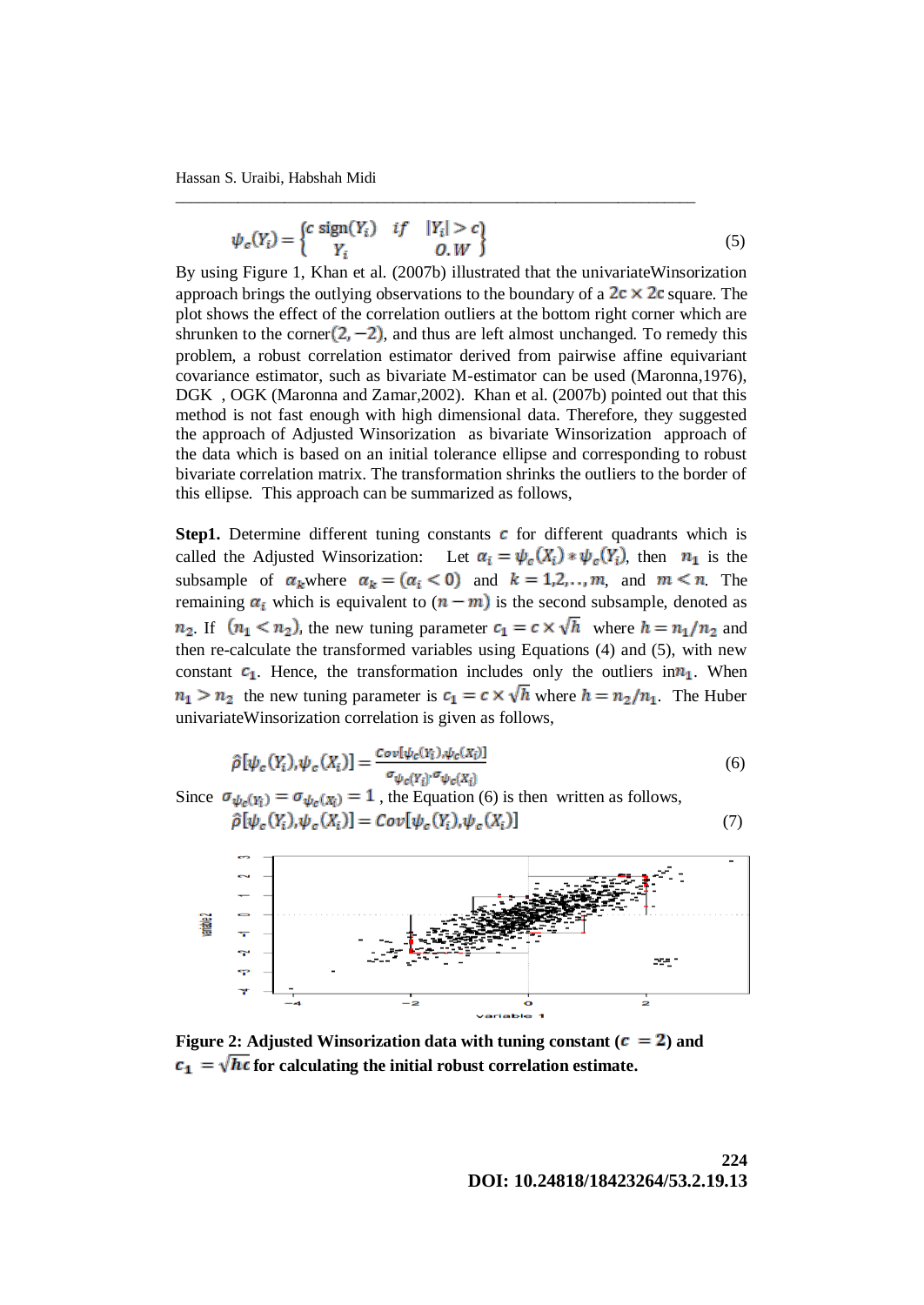$$\psi_c(Y_i) = \begin{Bmatrix} c \ \text{sign}(Y_i) & if \quad |Y_i| > c \\ Y_i & O.W \end{Bmatrix} \tag{5}$$

By using Figure 1, Khan et al. (2007b) illustrated that the univariateWinsorization approach brings the outlying observations to the boundary of a $2c \times 2c$ square. The plot shows the effect of the correlation outliers at the bottom right corner which are shrunken to the corner$(2, -2)$, and thus are left almost unchanged. To remedy this problem, a robust correlation estimator derived from pairwise affine equivariant covariance estimator, such as bivariate M-estimator can be used (Maronna,1976), DGK , OGK (Maronna and Zamar,2002). Khan et al. (2007b) pointed out that this method is not fast enough with high dimensional data. Therefore, they suggested the approach of Adjusted Winsorization as bivariate Winsorization approach of the data which is based on an initial tolerance ellipse and corresponding to robust bivariate correlation matrix. The transformation shrinks the outliers to the border of this ellipse. This approach can be summarized as follows,

**Step1.** Determine different tuning constants $c$ for different quadrants which is called the Adjusted Winsorization: Let $\alpha_i = \psi_c(X_i) * \psi_c(Y_i)$, then $n_1$ is the subsample of $\alpha_k$where $\alpha_k = (\alpha_i < 0)$ and $k = 1,2,..,m$, and $m < n$. The remaining $\alpha_i$ which is equivalent to $(n - m)$ is the second subsample, denoted as $n_2$. If $(n_1 < n_2)$, the new tuning parameter $c_1 = c \times \sqrt{h}$ where $h = n_1/n_2$ and then re-calculate the transformed variables using Equations (4) and (5), with new constant $c_1$. Hence, the transformation includes only the outliers in$n_1$. When $n_1 > n_2$ the new tuning parameter is $c_1 = c \times \sqrt{h}$ where $h = n_2/n_1$. The Huber univariateWinsorization correlation is given as follows,

$$\hat{\rho}[\psi_c(Y_i), \psi_c(X_i)] = \frac{Cov[\psi_c(Y_i), \psi_c(X_i)]}{\sigma_{\psi_c(Y_i)} \cdot \sigma_{\psi_c(X_i)}} \tag{6}$$

Since $\sigma_{\psi_c(Y_i)} = \sigma_{\psi_c(X_i)} = 1$ , the Equation (6) is then written as follows,

$$\hat{\rho}[\psi_c(Y_i), \psi_c(X_i)] = Cov[\psi_c(Y_i), \psi_c(X_i)] \tag{7}$$

**Figure 2: Adjusted Winsorization data with tuning constant ($c = 2$) and $c_1 = \sqrt{hc}$ for calculating the initial robust correlation estimate.**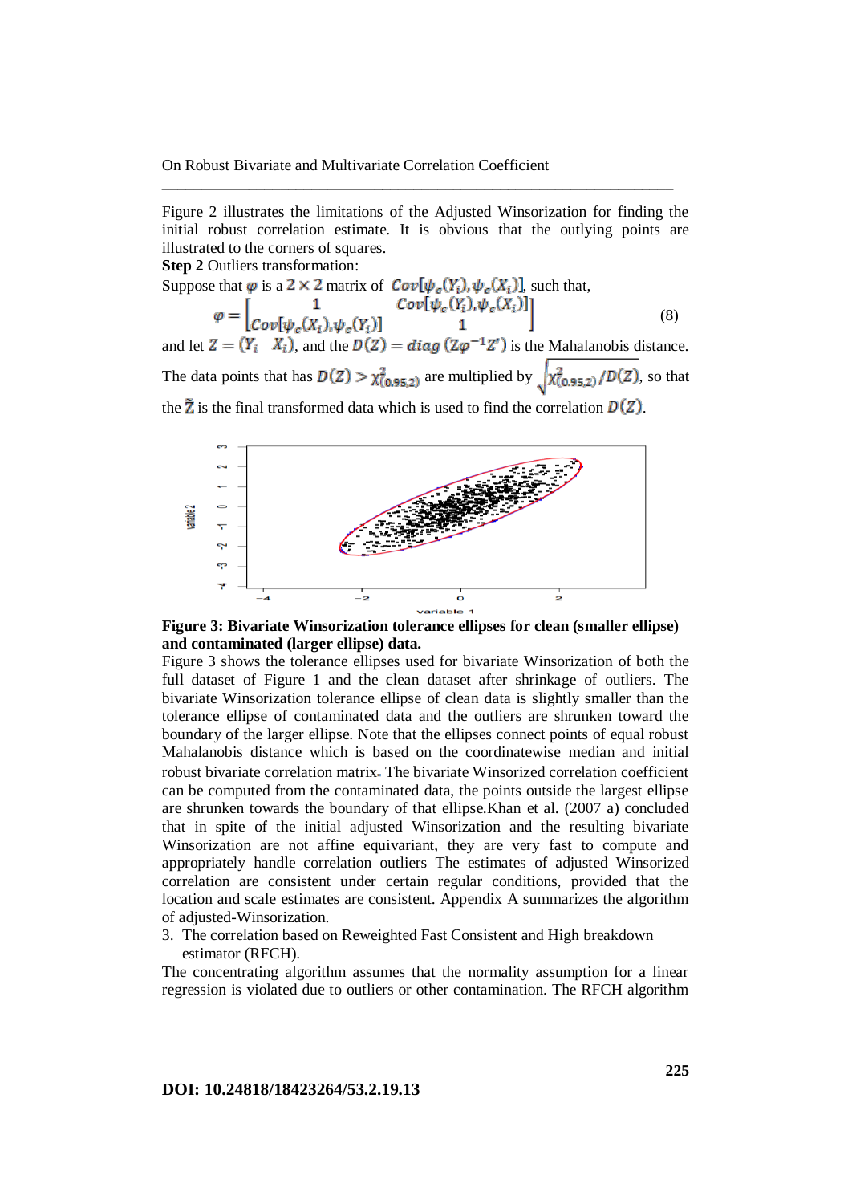Figure 2 illustrates the limitations of the Adjusted Winsorization for finding the initial robust correlation estimate. It is obvious that the outlying points are illustrated to the corners of squares.

**Step 2** Outliers transformation:

Suppose that $\varphi$ is a $2 \times 2$ matrix of $Cov[\psi_c(Y_i), \psi_c(X_i)]$, such that,

$$\varphi = \begin{bmatrix} 1 & Cov[\psi_c(Y_i), \psi_c(X_i)] \\ Cov[\psi_c(X_i), \psi_c(Y_i)] & 1 \end{bmatrix} \quad (8)$$

and let $Z = (Y_i \quad X_i)$, and the $D(Z) = diag\,(Z\varphi^{-1}Z')$ is the Mahalanobis distance. The data points that has $D(Z) > \chi^2_{(0.95,2)}$ are multiplied by $\sqrt{\chi^2_{(0.95,2)}/D(Z)}$, so that the $\tilde{Z}$ is the final transformed data which is used to find the correlation $D(Z)$.

**Figure 3: Bivariate Winsorization tolerance ellipses for clean (smaller ellipse) and contaminated (larger ellipse) data.**

Figure 3 shows the tolerance ellipses used for bivariate Winsorization of both the full dataset of Figure 1 and the clean dataset after shrinkage of outliers. The bivariate Winsorization tolerance ellipse of clean data is slightly smaller than the tolerance ellipse of contaminated data and the outliers are shrunken toward the boundary of the larger ellipse. Note that the ellipses connect points of equal robust Mahalanobis distance which is based on the coordinatewise median and initial robust bivariate correlation matrix. The bivariate Winsorized correlation coefficient can be computed from the contaminated data, the points outside the largest ellipse are shrunken towards the boundary of that ellipse.Khan et al. (2007 a) concluded that in spite of the initial adjusted Winsorization and the resulting bivariate Winsorization are not affine equivariant, they are very fast to compute and appropriately handle correlation outliers The estimates of adjusted Winsorized correlation are consistent under certain regular conditions, provided that the location and scale estimates are consistent. Appendix A summarizes the algorithm of adjusted-Winsorization.

3. The correlation based on Reweighted Fast Consistent and High breakdown estimator (RFCH).

The concentrating algorithm assumes that the normality assumption for a linear regression is violated due to outliers or other contamination. The RFCH algorithm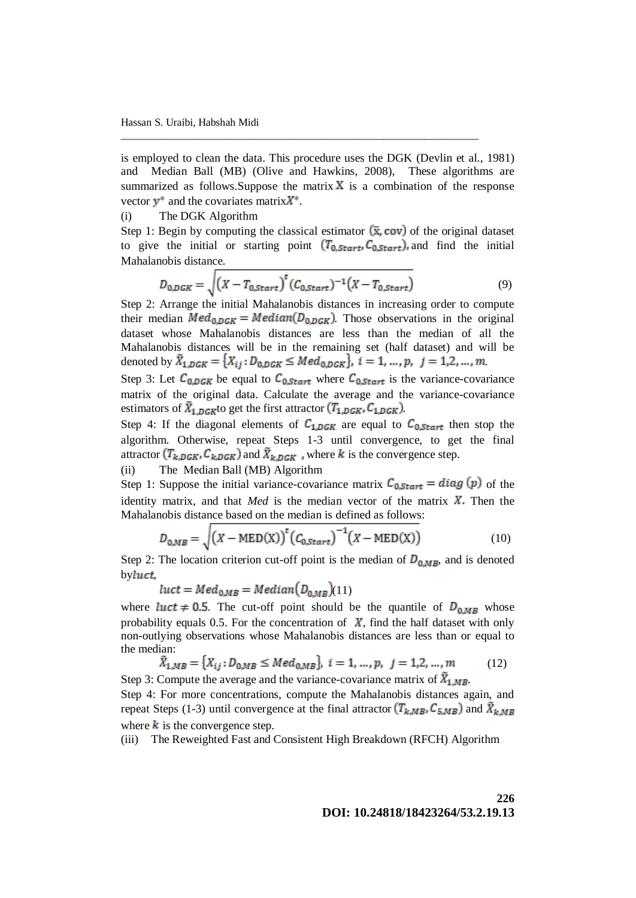is employed to clean the data. This procedure uses the DGK (Devlin et al., 1981) and Median Ball (MB) (Olive and Hawkins, 2008), These algorithms are summarized as follows.Suppose the matrix $\mathbf{X}$ is a combination of the response vector $\mathbf{y}^*$ and the covariates matrix$\mathbf{X}^*$.

(i) The DGK Algorithm

Step 1: Begin by computing the classical estimator $(\bar{\mathbf{x}}, \mathbf{cov})$ of the original dataset to give the initial or starting point $(T_{0,Start}, C_{0,Start})$, and find the initial Mahalanobis distance.

$$D_{0,DGK} = \sqrt{\left(X - T_{0,Start}\right)^t (C_{0,Start})^{-1}\left(X - T_{0,Start}\right)} \tag{9}$$

Step 2: Arrange the initial Mahalanobis distances in increasing order to compute their median $Med_{0,DGK} = Median(D_{0,DGK})$. Those observations in the original dataset whose Mahalanobis distances are less than the median of all the Mahalanobis distances will be in the remaining set (half dataset) and will be denoted by $\tilde{X}_{1,DGK} = \{X_{ij} : D_{0,DGK} \leq Med_{0,DGK}\}$, $i = 1, \ldots, p$, $j = 1, 2, \ldots, m$.

Step 3: Let $C_{0,DGK}$ be equal to $C_{0,Start}$ where $C_{0,Start}$ is the variance-covariance matrix of the original data. Calculate the average and the variance-covariance estimators of $\tilde{X}_{1,DGK}$to get the first attractor $(T_{1,DGK}, C_{1,DGK})$.

Step 4: If the diagonal elements of $C_{1,DGK}$ are equal to $C_{0,Start}$ then stop the algorithm. Otherwise, repeat Steps 1-3 until convergence, to get the final attractor $(T_{k,DGK}, C_{k,DGK})$ and $\tilde{X}_{k,DGK}$ , where $k$ is the convergence step.

(ii) The Median Ball (MB) Algorithm

Step 1: Suppose the initial variance-covariance matrix $C_{0,Start} = diag\ (p)$ of the identity matrix, and that *Med* is the median vector of the matrix $\boldsymbol{X}$. Then the Mahalanobis distance based on the median is defined as follows:

$$D_{0,MB} = \sqrt{\left(X - \mathrm{MED(X)}\right)^t \left(C_{0,Start}\right)^{-1}\left(X - \mathrm{MED(X)}\right)} \tag{10}$$

Step 2: The location criterion cut-off point is the median of $D_{0,MB}$, and is denoted by$luct$,

$$luct = Med_{0,MB} = Median(D_{0,MB}) \tag{11}$$

where $luct \neq 0.5$. The cut-off point should be the quantile of $D_{0,MB}$ whose probability equals 0.5. For the concentration of $\boldsymbol{X}$, find the half dataset with only non-outlying observations whose Mahalanobis distances are less than or equal to the median:

$$\tilde{X}_{1,MB} = \{X_{ij} : D_{0,MB} \leq Med_{0,MB}\},\ i = 1, \ldots, p,\ j = 1, 2, \ldots, m \tag{12}$$

Step 3: Compute the average and the variance-covariance matrix of $\tilde{X}_{1,MB}$.

Step 4: For more concentrations, compute the Mahalanobis distances again, and repeat Steps (1-3) until convergence at the final attractor $(T_{k,MB}, C_{5,MB})$ and $\tilde{X}_{k,MB}$ where $k$ is the convergence step.

(iii) The Reweighted Fast and Consistent High Breakdown (RFCH) Algorithm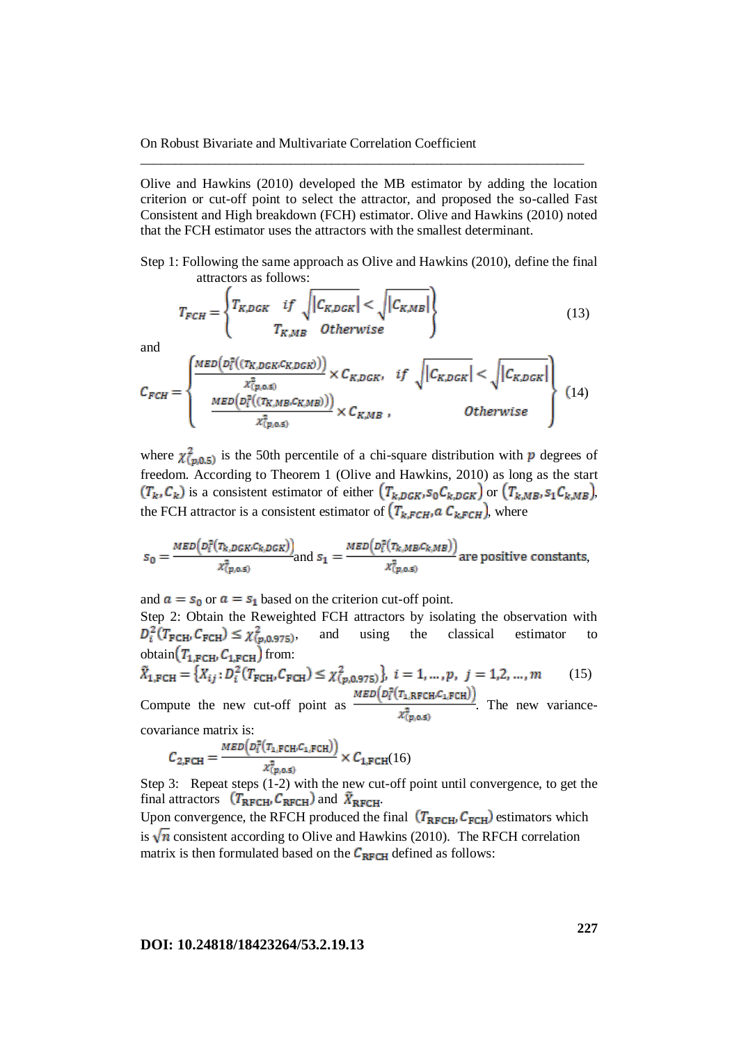Olive and Hawkins (2010) developed the MB estimator by adding the location criterion or cut-off point to select the attractor, and proposed the so-called Fast Consistent and High breakdown (FCH) estimator. Olive and Hawkins (2010) noted that the FCH estimator uses the attractors with the smallest determinant.

Step 1: Following the same approach as Olive and Hawkins (2010), define the final attractors as follows:

$$T_{FCH} = \begin{Bmatrix} T_{K,DGK} & if \ \sqrt{|C_{K,DGK}|} < \sqrt{|C_{K,MB}|} \\ T_{K,MB} & Otherwise \end{Bmatrix} \tag{13}$$

and

$$C_{FCH} = \begin{Bmatrix} \dfrac{MED\left(D_i^2\left((T_{K,DGK}, C_{K,DGK})\right)\right)}{\chi^2_{(p,0.5)}} \times C_{K,DGK}, & if \ \sqrt{|C_{K,DGK}|} < \sqrt{|C_{K,DGK}|} \\ \dfrac{MED\left(D_i^2\left((T_{K,MB}, C_{K,MB})\right)\right)}{\chi^2_{(p,0.5)}} \times C_{K,MB}, & Otherwise \end{Bmatrix} \tag{14}$$

where $\chi^2_{(p,0.5)}$ is the 50th percentile of a chi-square distribution with $p$ degrees of freedom. According to Theorem 1 (Olive and Hawkins, 2010) as long as the start $(T_k, C_k)$ is a consistent estimator of either $(T_{k,DGK}, s_0 C_{k,DGK})$ or $(T_{k,MB}, s_1 C_{k,MB})$, the FCH attractor is a consistent estimator of $(T_{k,FCH}, a\ C_{k,FCH})$, where

$$s_0 = \frac{MED\left(D_i^2(T_{k,DGK}, C_{k,DGK})\right)}{\chi^2_{(p,0.5)}} \text{and } s_1 = \frac{MED\left(D_i^2(T_{k,MB}, C_{k,MB})\right)}{\chi^2_{(p,0.5)}} \text{ are positive constants,}$$

and $a = s_0$ or $a = s_1$ based on the criterion cut-off point.

Step 2: Obtain the Reweighted FCH attractors by isolating the observation with $D_i^2(T_{\text{FCH}}, C_{\text{FCH}}) \leq \chi^2_{(p,0.975)}$, and using the classical estimator to obtain $(T_{1,\text{FCH}}, C_{1,\text{FCH}})$ from:

$$\tilde{X}_{1,\text{FCH}} = \{X_{ij} : D_i^2(T_{\text{FCH}}, C_{\text{FCH}}) \leq \chi^2_{(p,0.975)}\},\ i = 1, \ldots, p,\ j = 1,2, \ldots, m \tag{15}$$

Compute the new cut-off point as $\dfrac{MED\left(D_i^2(T_{1,\text{RFCH}}, C_{1,\text{FCH}})\right)}{\chi^2_{(p,0.5)}}$. The new variance-covariance matrix is:

$$C_{2,\text{FCH}} = \frac{MED\left(D_i^2(T_{1,\text{FCH}}, C_{1,\text{FCH}})\right)}{\chi^2_{(p,0.5)}} \times C_{1,\text{FCH}} \tag{16}$$

Step 3: Repeat steps (1-2) with the new cut-off point until convergence, to get the final attractors $(T_{\text{RFCH}}, C_{\text{RFCH}})$ and $\tilde{X}_{\text{RFCH}}$.

Upon convergence, the RFCH produced the final $(T_{\text{RFCH}}, C_{\text{FCH}})$ estimators which is $\sqrt{n}$ consistent according to Olive and Hawkins (2010). The RFCH correlation matrix is then formulated based on the $C_{\text{RFCH}}$ defined as follows: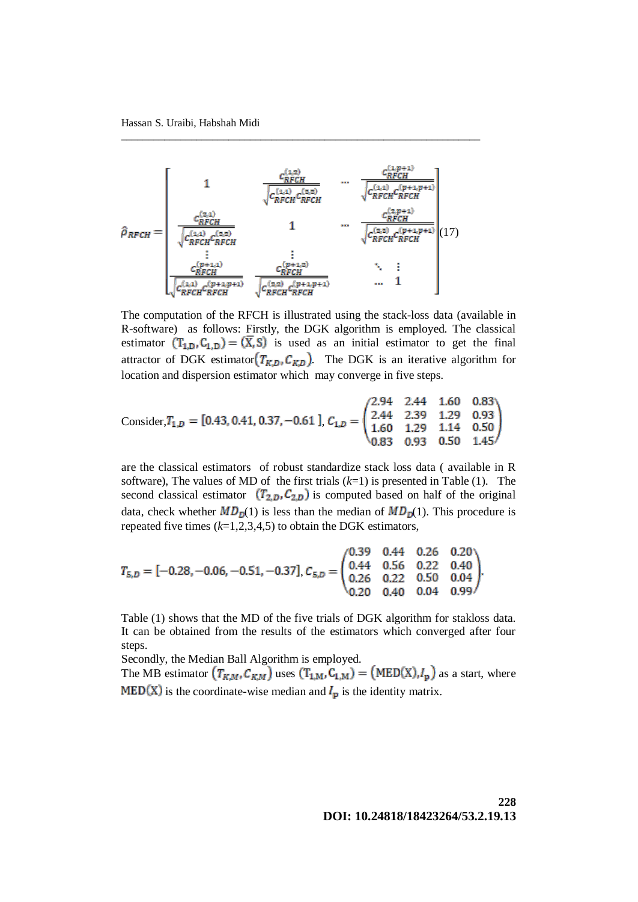$$\hat{\rho}_{RFCH}=\begin{bmatrix} 1 & \frac{c_{RFCH}^{(1,2)}}{\sqrt{c_{RFCH}^{(1,1)}c_{RFCH}^{(2,2)}}} & \cdots & \frac{c_{RFCH}^{(1,p+1)}}{\sqrt{c_{RFCH}^{(1,1)}c_{RFCH}^{(p+1,p+1)}}} \\ \frac{c_{RFCH}^{(2,1)}}{\sqrt{c_{RFCH}^{(1,1)}c_{RFCH}^{(2,2)}}} & 1 & \cdots & \frac{c_{RFCH}^{(2,p+1)}}{\sqrt{c_{RFCH}^{(2,2)}c_{RFCH}^{(p+1,p+1)}}} \\ \vdots & \vdots & \ddots & \vdots \\ \frac{c_{RFCH}^{(p+1,1)}}{\sqrt{c_{RFCH}^{(1,1)}c_{RFCH}^{(p+1,p+1)}}} & \frac{c_{RFCH}^{(p+1,2)}}{\sqrt{c_{RFCH}^{(2,2)}c_{RFCH}^{(p+1,p+1)}}} & \cdots & 1 \end{bmatrix} \quad (17)$$

The computation of the RFCH is illustrated using the stack-loss data (available in R-software) as follows: Firstly, the DGK algorithm is employed. The classical estimator $(T_{1,D}, C_{1,D}) = (\bar{X}, S)$ is used as an initial estimator to get the final attractor of DGK estimator $(T_{K,D}, C_{K,D})$. The DGK is an iterative algorithm for location and dispersion estimator which may converge in five steps.

$$\text{Consider}, T_{1,D} = [0.43, 0.41, 0.37, -0.61\,],\ C_{1,D} = \begin{pmatrix} 2.94 & 2.44 & 1.60 & 0.83 \\ 2.44 & 2.39 & 1.29 & 0.93 \\ 1.60 & 1.29 & 1.14 & 0.50 \\ 0.83 & 0.93 & 0.50 & 1.45 \end{pmatrix}$$

are the classical estimators of robust standardize stack loss data ( available in R software), The values of MD of the first trials ($k$=1) is presented in Table (1). The second classical estimator $(T_{2,D}, C_{2,D})$ is computed based on half of the original data, check whether $MD_D(1)$ is less than the median of $MD_D(1)$. This procedure is repeated five times ($k$=1,2,3,4,5) to obtain the DGK estimators,

$$T_{5,D} = [-0.28, -0.06, -0.51, -0.37],\ C_{5,D} = \begin{pmatrix} 0.39 & 0.44 & 0.26 & 0.20 \\ 0.44 & 0.56 & 0.22 & 0.40 \\ 0.26 & 0.22 & 0.50 & 0.04 \\ 0.20 & 0.40 & 0.04 & 0.99 \end{pmatrix}.$$

Table (1) shows that the MD of the five trials of DGK algorithm for stakloss data. It can be obtained from the results of the estimators which converged after four steps.

Secondly, the Median Ball Algorithm is employed.

The MB estimator $(T_{K,M}, C_{K,M})$ uses $(T_{1,M}, C_{1,M}) = (\text{MED}(X), I_p)$ as a start, where $\text{MED}(X)$ is the coordinate-wise median and $I_p$ is the identity matrix.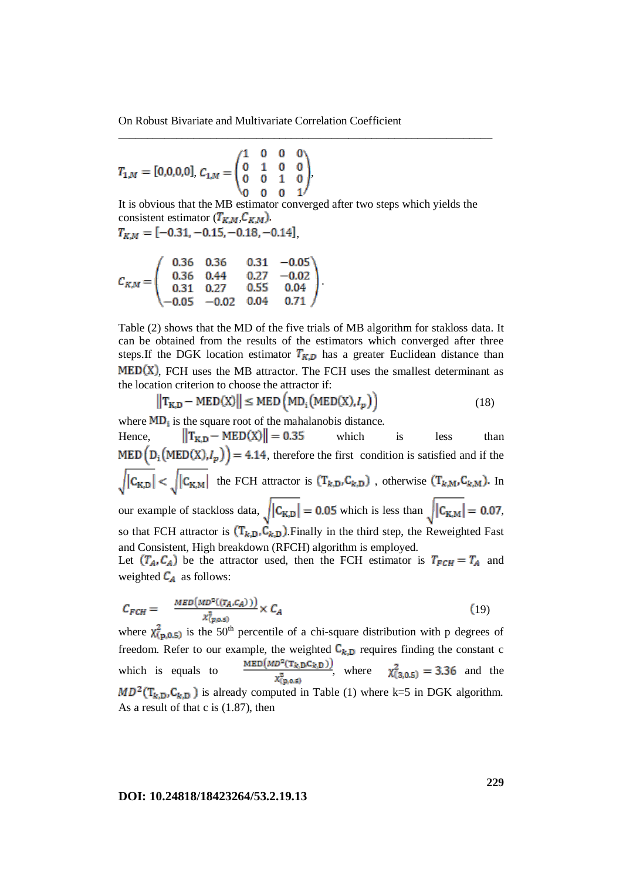$T_{1,M} = [0,0,0,0]$, $C_{1,M} = \begin{pmatrix} 1 & 0 & 0 & 0 \\ 0 & 1 & 0 & 0 \\ 0 & 0 & 1 & 0 \\ 0 & 0 & 0 & 1 \end{pmatrix}$,

It is obvious that the MB estimator converged after two steps which yields the consistent estimator $(T_{K,M}, C_{K,M})$.

$T_{K,M} = [-0.31, -0.15, -0.18, -0.14]$,

$$C_{K,M} = \begin{pmatrix} 0.36 & 0.36 & 0.31 & -0.05 \\ 0.36 & 0.44 & 0.27 & -0.02 \\ 0.31 & 0.27 & 0.55 & 0.04 \\ -0.05 & -0.02 & 0.04 & 0.71 \end{pmatrix}.$$

Table (2) shows that the MD of the five trials of MB algorithm for stakloss data. It can be obtained from the results of the estimators which converged after three steps.If the DGK location estimator $T_{K,D}$ has a greater Euclidean distance than $\mathrm{MED(X)}$, FCH uses the MB attractor. The FCH uses the smallest determinant as the location criterion to choose the attractor if:

$$\left\| \mathrm{T_{K,D}} - \mathrm{MED(X)} \right\| \leq \mathrm{MED}\left( \mathrm{MD_i}\left(\mathrm{MED(X)}, I_p\right)\right) \qquad (18)$$

where $\mathrm{MD_i}$ is the square root of the mahalanobis distance.

Hence, $\left\| \mathrm{T_{K,D}} - \mathrm{MED(X)} \right\| = 0.35$ which is less than $\mathrm{MED}\left( \mathrm{D_i}\left(\mathrm{MED(X)}, I_p\right)\right) = 4.14$, therefore the first condition is satisfied and if the $\sqrt{|\mathrm{C_{K,D}}|} < \sqrt{|\mathrm{C_{K,M}}|}$ the FCH attractor is $(\mathrm{T_{k,D}}, \mathrm{C_{k,D}})$, otherwise $(\mathrm{T_{k,M}}, \mathrm{C_{k,M}})$. In our example of stackloss data, $\sqrt{|\mathrm{C_{K,D}}|} = 0.05$ which is less than $\sqrt{|\mathrm{C_{K,M}}|} = 0.07$, so that FCH attractor is $(\mathrm{T_{k,D}}, \mathrm{C_{k,D}})$.Finally in the third step, the Reweighted Fast and Consistent, High breakdown (RFCH) algorithm is employed.

Let $(T_A, C_A)$ be the attractor used, then the FCH estimator is $T_{FCH} = T_A$ and weighted $C_A$ as follows:

$$C_{FCH} = \frac{MED\left(MD^2\left((T_A, C_A)\right)\right)}{\chi^2_{(p,0.5)}} \times C_A \qquad (19)$$

where $\chi^2_{(p,0.5)}$ is the 50th percentile of a chi-square distribution with p degrees of freedom. Refer to our example, the weighted $\mathrm{C_{k,D}}$ requires finding the constant c which is equals to $\frac{\mathrm{MED}\left(MD^2(\mathrm{T_{k,D}} \mathrm{C_{k,D}})\right)}{\chi^2_{(p,0.5)}}$, where $\chi^2_{(3,0.5)} = 3.36$ and the $MD^2(\mathrm{T_{k,D}}, \mathrm{C_{k,D}})$ is already computed in Table (1) where k=5 in DGK algorithm. As a result of that c is (1.87), then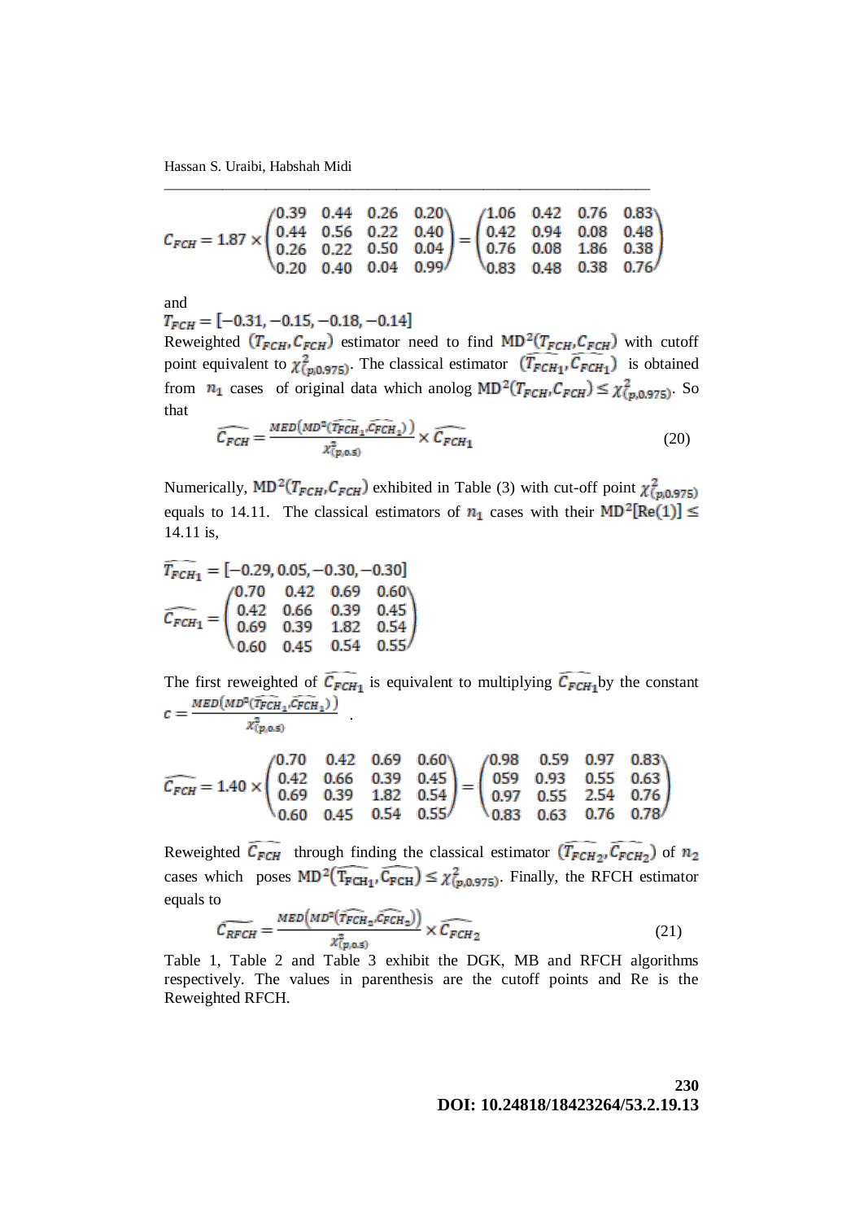$$C_{FCH} = 1.87 \times \begin{pmatrix} 0.39 & 0.44 & 0.26 & 0.20 \\ 0.44 & 0.56 & 0.22 & 0.40 \\ 0.26 & 0.22 & 0.50 & 0.04 \\ 0.20 & 0.40 & 0.04 & 0.99 \end{pmatrix} = \begin{pmatrix} 1.06 & 0.42 & 0.76 & 0.83 \\ 0.42 & 0.94 & 0.08 & 0.48 \\ 0.76 & 0.08 & 1.86 & 0.38 \\ 0.83 & 0.48 & 0.38 & 0.76 \end{pmatrix}$$

and

$T_{FCH} = [-0.31, -0.15, -0.18, -0.14]$

Reweighted $(T_{FCH}, C_{FCH})$ estimator need to find $\text{MD}^2(T_{FCH}, C_{FCH})$ with cutoff point equivalent to $\chi^2_{(p,0.975)}$. The classical estimator $(\widetilde{T_{FCH_1}}, \widetilde{C_{FCH_1}})$ is obtained from $n_1$ cases of original data which anolog $\text{MD}^2(T_{FCH}, C_{FCH}) \leq \chi^2_{(p,0.975)}$. So that

$$\widetilde{C_{FCH}} = \frac{MED\left(MD^2(\widetilde{T_{FCH_1}}, \widetilde{C_{FCH_1}})\right)}{\chi^2_{(p,0.5)}} \times \widetilde{C_{FCH_1}} \tag{20}$$

Numerically, $\text{MD}^2(T_{FCH}, C_{FCH})$ exhibited in Table (3) with cut-off point $\chi^2_{(p,0.975)}$ equals to 14.11. The classical estimators of $n_1$ cases with their $\text{MD}^2[\text{Re}(1)] \leq 14.11$ is,

$$\widetilde{T_{FCH_1}} = [-0.29, 0.05, -0.30, -0.30]$$

$$\widetilde{C_{FCH_1}} = \begin{pmatrix} 0.70 & 0.42 & 0.69 & 0.60 \\ 0.42 & 0.66 & 0.39 & 0.45 \\ 0.69 & 0.39 & 1.82 & 0.54 \\ 0.60 & 0.45 & 0.54 & 0.55 \end{pmatrix}$$

The first reweighted of $\widetilde{C_{FCH_1}}$ is equivalent to multiplying $\widetilde{C_{FCH_1}}$ by the constant $c = \frac{MED\left(MD^2(\widetilde{T_{FCH_1}}, \widetilde{C_{FCH_1}})\right)}{\chi^2_{(p,0.5)}}$.

$$\widetilde{C_{FCH}} = 1.40 \times \begin{pmatrix} 0.70 & 0.42 & 0.69 & 0.60 \\ 0.42 & 0.66 & 0.39 & 0.45 \\ 0.69 & 0.39 & 1.82 & 0.54 \\ 0.60 & 0.45 & 0.54 & 0.55 \end{pmatrix} = \begin{pmatrix} 0.98 & 0.59 & 0.97 & 0.83 \\ 059 & 0.93 & 0.55 & 0.63 \\ 0.97 & 0.55 & 2.54 & 0.76 \\ 0.83 & 0.63 & 0.76 & 0.78 \end{pmatrix}$$

Reweighted $\widetilde{C_{FCH}}$ through finding the classical estimator $(\widetilde{T_{FCH_2}}, \widetilde{C_{FCH_2}})$ of $n_2$ cases which poses $\text{MD}^2(\widetilde{T_{FCH_1}}, \widetilde{C_{FCH}}) \leq \chi^2_{(p,0.975)}$. Finally, the RFCH estimator equals to

$$\widetilde{C_{RFCH}} = \frac{MED\left(MD^2(\widetilde{T_{FCH_2}}, \widetilde{C_{FCH_2}})\right)}{\chi^2_{(p,0.5)}} \times \widetilde{C_{FCH_2}} \tag{21}$$

Table 1, Table 2 and Table 3 exhibit the DGK, MB and RFCH algorithms respectively. The values in parenthesis are the cutoff points and Re is the Reweighted RFCH.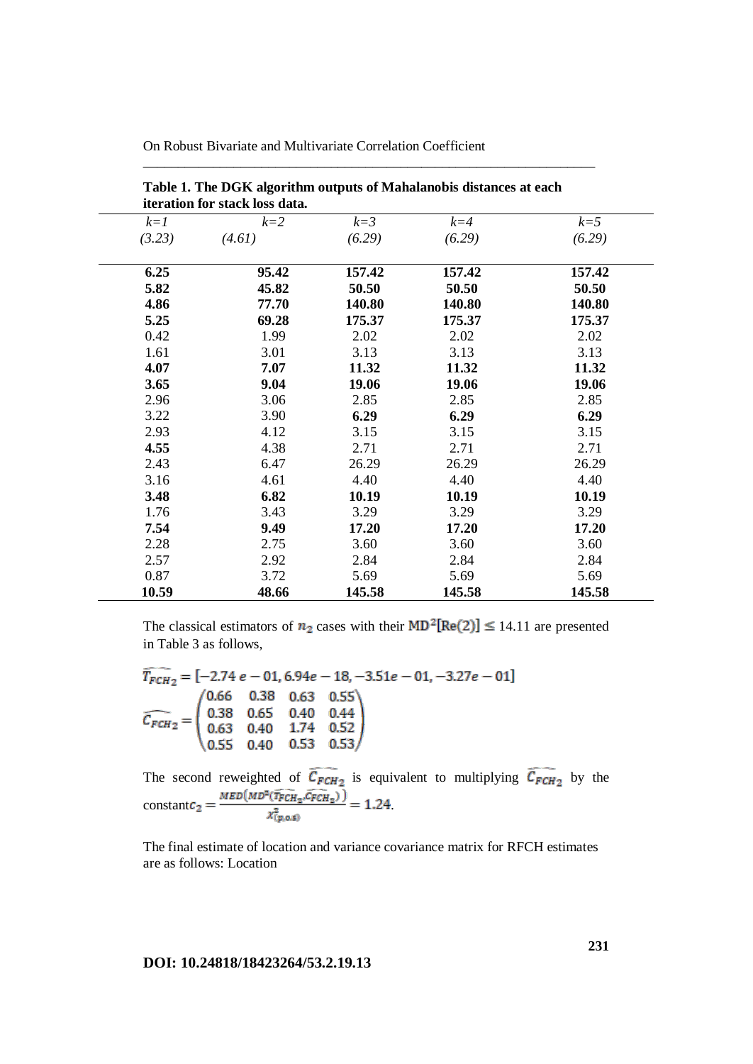**Table 1. The DGK algorithm outputs of Mahalanobis distances at each iteration for stack loss data.**

| *k=1* | *k=2* | *k=3* | *k=4* | *k=5* |
|---|---|---|---|---|
| *(3.23)* | *(4.61)* | *(6.29)* | *(6.29)* | *(6.29)* |
| **6.25** | **95.42** | **157.42** | **157.42** | **157.42** |
| **5.82** | **45.82** | **50.50** | **50.50** | **50.50** |
| **4.86** | **77.70** | **140.80** | **140.80** | **140.80** |
| **5.25** | **69.28** | **175.37** | **175.37** | **175.37** |
| 0.42 | 1.99 | 2.02 | 2.02 | 2.02 |
| 1.61 | 3.01 | 3.13 | 3.13 | 3.13 |
| **4.07** | **7.07** | **11.32** | **11.32** | **11.32** |
| **3.65** | **9.04** | **19.06** | **19.06** | **19.06** |
| 2.96 | 3.06 | 2.85 | 2.85 | 2.85 |
| 3.22 | 3.90 | **6.29** | **6.29** | **6.29** |
| 2.93 | 4.12 | 3.15 | 3.15 | 3.15 |
| **4.55** | 4.38 | 2.71 | 2.71 | 2.71 |
| 2.43 | 6.47 | 26.29 | 26.29 | 26.29 |
| 3.16 | 4.61 | 4.40 | 4.40 | 4.40 |
| **3.48** | **6.82** | **10.19** | **10.19** | **10.19** |
| 1.76 | 3.43 | 3.29 | 3.29 | 3.29 |
| **7.54** | **9.49** | **17.20** | **17.20** | **17.20** |
| 2.28 | 2.75 | 3.60 | 3.60 | 3.60 |
| 2.57 | 2.92 | 2.84 | 2.84 | 2.84 |
| 0.87 | 3.72 | 5.69 | 5.69 | 5.69 |
| **10.59** | **48.66** | **145.58** | **145.58** | **145.58** |

The classical estimators of $n_2$ cases with their $\mathrm{MD}^2[\mathrm{Re}(2)] \leq 14.11$ are presented in Table 3 as follows,

$$\widehat{T_{FCH_2}} = [-2.74\,e-01, 6.94e-18, -3.51e-01, -3.27e-01]$$

$$\widehat{C_{FCH_2}} = \begin{pmatrix} 0.66 & 0.38 & 0.63 & 0.55 \\ 0.38 & 0.65 & 0.40 & 0.44 \\ 0.63 & 0.40 & 1.74 & 0.52 \\ 0.55 & 0.40 & 0.53 & 0.53 \end{pmatrix}$$

The second reweighted of $\widehat{C_{FCH_2}}$ is equivalent to multiplying $\widehat{C_{FCH_2}}$ by the constant $c_2 = \frac{MED\left(MD^2(\widehat{T_{FCH_2}}, \widehat{C_{FCH_2}})\right)}{\chi^2_{(p,0.5)}} = 1.24$.

The final estimate of location and variance covariance matrix for RFCH estimates are as follows: Location

**DOI: 10.24818/18423264/53.2.19.13**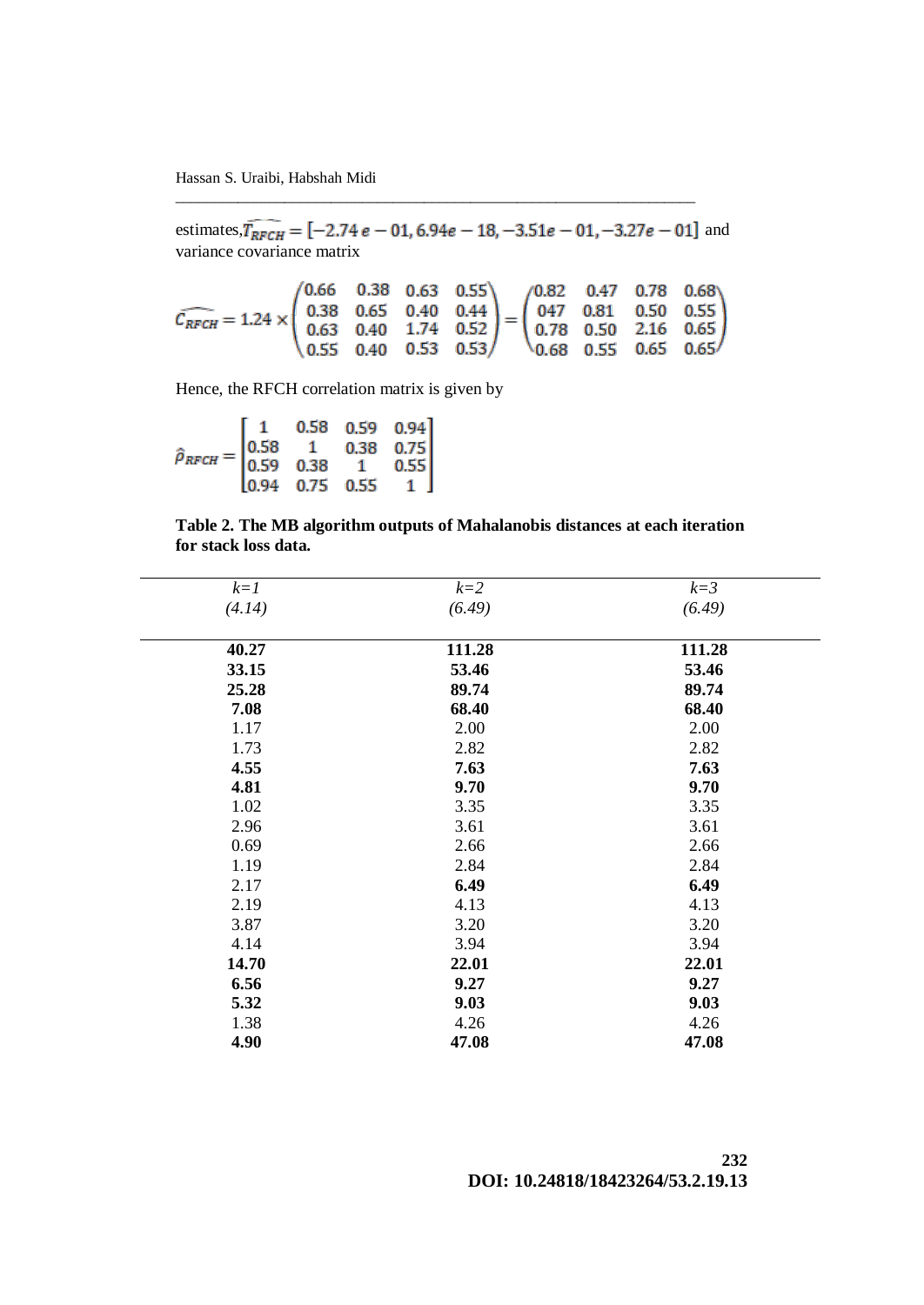estimates, $\widehat{T_{RFCH}} = [-2.74\,e-01, 6.94e-18, -3.51e-01, -3.27e-01]$ and variance covariance matrix

$$\widehat{C_{RFCH}} = 1.24 \times \begin{pmatrix} 0.66 & 0.38 & 0.63 & 0.55 \\ 0.38 & 0.65 & 0.40 & 0.44 \\ 0.63 & 0.40 & 1.74 & 0.52 \\ 0.55 & 0.40 & 0.53 & 0.53 \end{pmatrix} = \begin{pmatrix} 0.82 & 0.47 & 0.78 & 0.68 \\ 047 & 0.81 & 0.50 & 0.55 \\ 0.78 & 0.50 & 2.16 & 0.65 \\ 0.68 & 0.55 & 0.65 & 0.65 \end{pmatrix}$$

Hence, the RFCH correlation matrix is given by

$$\hat{\rho}_{RFCH} = \begin{bmatrix} 1 & 0.58 & 0.59 & 0.94 \\ 0.58 & 1 & 0.38 & 0.75 \\ 0.59 & 0.38 & 1 & 0.55 \\ 0.94 & 0.75 & 0.55 & 1 \end{bmatrix}$$

**Table 2. The MB algorithm outputs of Mahalanobis distances at each iteration for stack loss data.**

| *k=1* (*4.14*) | *k=2* (*6.49*) | *k=3* (*6.49*) |
|---|---|---|
| **40.27** | **111.28** | **111.28** |
| **33.15** | **53.46** | **53.46** |
| **25.28** | **89.74** | **89.74** |
| **7.08** | **68.40** | **68.40** |
| 1.17 | 2.00 | 2.00 |
| 1.73 | 2.82 | 2.82 |
| **4.55** | **7.63** | **7.63** |
| **4.81** | **9.70** | **9.70** |
| 1.02 | 3.35 | 3.35 |
| 2.96 | 3.61 | 3.61 |
| 0.69 | 2.66 | 2.66 |
| 1.19 | 2.84 | 2.84 |
| 2.17 | **6.49** | **6.49** |
| 2.19 | 4.13 | 4.13 |
| 3.87 | 3.20 | 3.20 |
| 4.14 | 3.94 | 3.94 |
| **14.70** | **22.01** | **22.01** |
| **6.56** | **9.27** | **9.27** |
| **5.32** | **9.03** | **9.03** |
| 1.38 | 4.26 | 4.26 |
| **4.90** | **47.08** | **47.08** |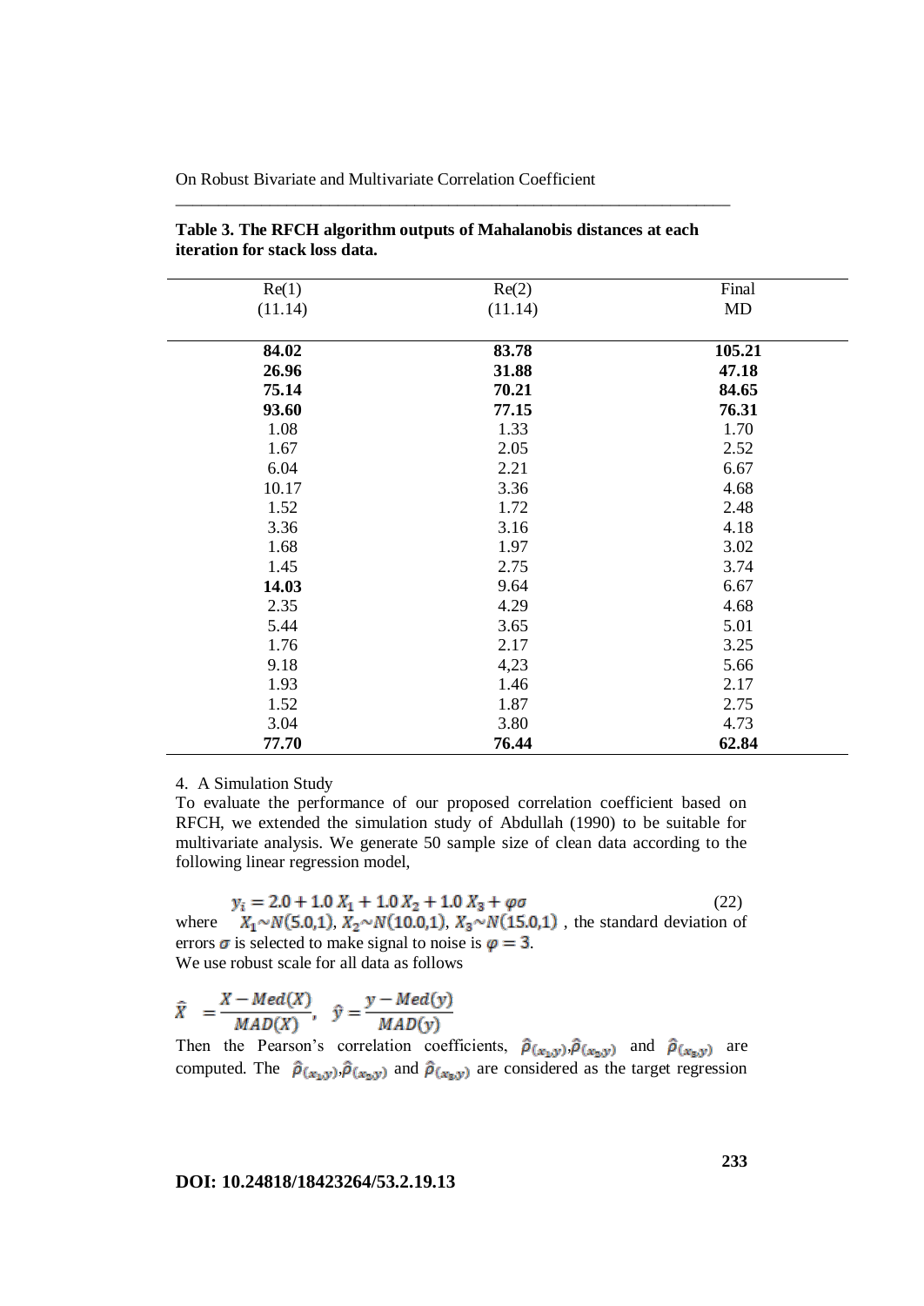**Table 3. The RFCH algorithm outputs of Mahalanobis distances at each iteration for stack loss data.**

| Re(1) (11.14) | Re(2) (11.14) | Final MD |
|---|---|---|
| **84.02** | **83.78** | **105.21** |
| **26.96** | **31.88** | **47.18** |
| **75.14** | **70.21** | **84.65** |
| **93.60** | **77.15** | **76.31** |
| 1.08 | 1.33 | 1.70 |
| 1.67 | 2.05 | 2.52 |
| 6.04 | 2.21 | 6.67 |
| 10.17 | 3.36 | 4.68 |
| 1.52 | 1.72 | 2.48 |
| 3.36 | 3.16 | 4.18 |
| 1.68 | 1.97 | 3.02 |
| 1.45 | 2.75 | 3.74 |
| **14.03** | 9.64 | 6.67 |
| 2.35 | 4.29 | 4.68 |
| 5.44 | 3.65 | 5.01 |
| 1.76 | 2.17 | 3.25 |
| 9.18 | 4,23 | 5.66 |
| 1.93 | 1.46 | 2.17 |
| 1.52 | 1.87 | 2.75 |
| 3.04 | 3.80 | 4.73 |
| **77.70** | **76.44** | **62.84** |

## 4. A Simulation Study

To evaluate the performance of our proposed correlation coefficient based on RFCH, we extended the simulation study of Abdullah (1990) to be suitable for multivariate analysis. We generate 50 sample size of clean data according to the following linear regression model,

$$y_i = 2.0 + 1.0\,X_1 + 1.0\,X_2 + 1.0\,X_3 + \varphi\sigma \tag{22}$$

where $X_1 \sim N(5.0,1)$, $X_2 \sim N(10.0,1)$, $X_3 \sim N(15.0,1)$ , the standard deviation of errors $\sigma$ is selected to make signal to noise is $\varphi = 3$.

We use robust scale for all data as follows

$$\hat{X} = \frac{X - Med(X)}{MAD(X)}, \quad \hat{y} = \frac{y - Med(y)}{MAD(y)}$$

Then the Pearson's correlation coefficients, $\hat{\rho}_{(x_1,y)}, \hat{\rho}_{(x_2,y)}$ and $\hat{\rho}_{(x_3,y)}$ are computed. The $\hat{\rho}_{(x_1,y)}, \hat{\rho}_{(x_2,y)}$ and $\hat{\rho}_{(x_3,y)}$ are considered as the target regression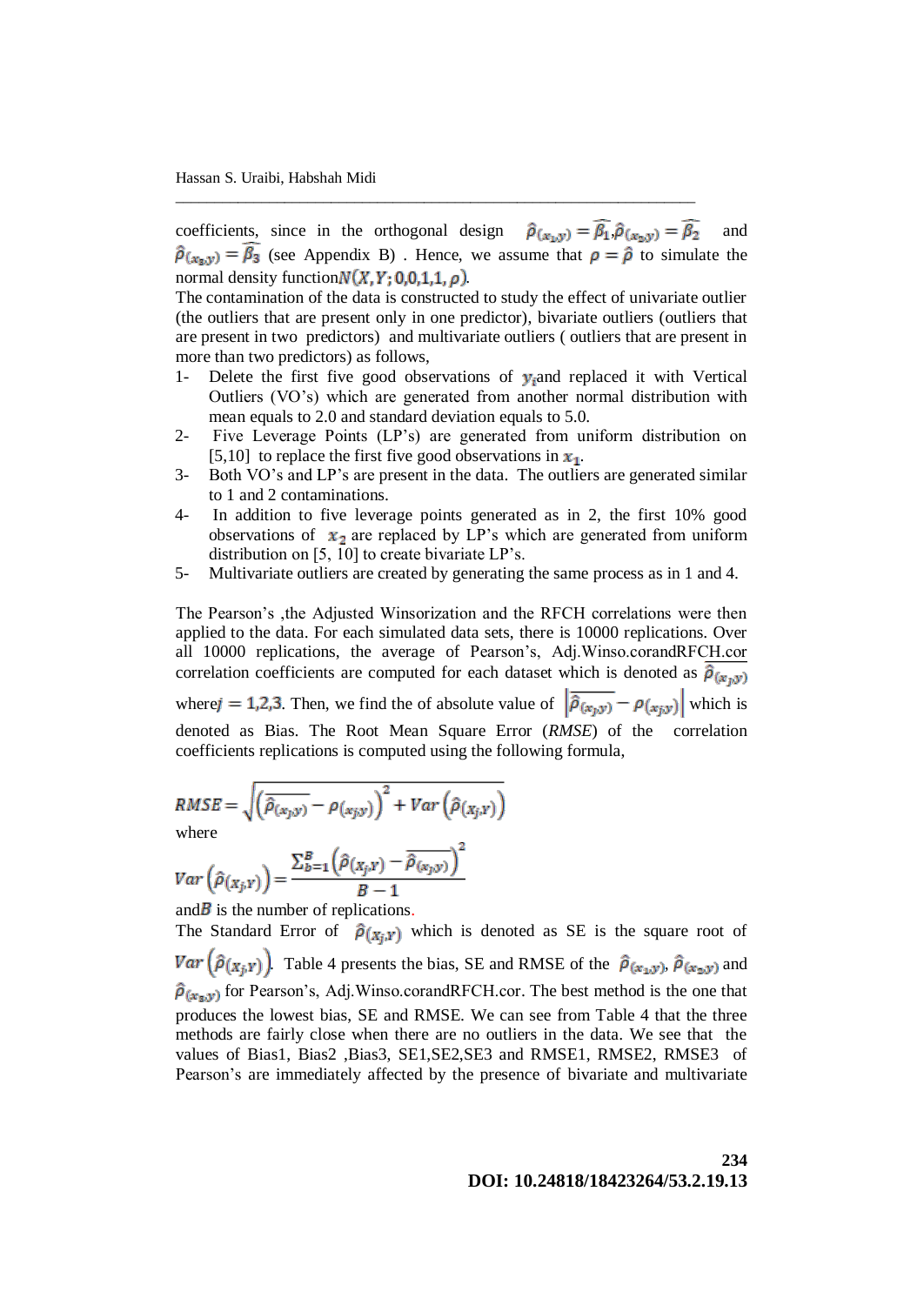coefficients, since in the orthogonal design $\hat{\rho}_{(x_1,y)} = \widehat{\beta_1}, \hat{\rho}_{(x_2,y)} = \widehat{\beta_2}$ and $\hat{\rho}_{(x_3,y)} = \widehat{\beta_3}$ (see Appendix B) . Hence, we assume that $\rho = \hat{\rho}$ to simulate the normal density function $N(X, Y; 0,0,1,1, \rho)$.

The contamination of the data is constructed to study the effect of univariate outlier (the outliers that are present only in one predictor), bivariate outliers (outliers that are present in two predictors) and multivariate outliers ( outliers that are present in more than two predictors) as follows,

1- Delete the first five good observations of $y_i$and replaced it with Vertical Outliers (VO's) which are generated from another normal distribution with mean equals to 2.0 and standard deviation equals to 5.0.
2- Five Leverage Points (LP's) are generated from uniform distribution on [5,10] to replace the first five good observations in $x_1$.
3- Both VO's and LP's are present in the data. The outliers are generated similar to 1 and 2 contaminations.
4- In addition to five leverage points generated as in 2, the first 10% good observations of $x_2$ are replaced by LP's which are generated from uniform distribution on [5, 10] to create bivariate LP's.
5- Multivariate outliers are created by generating the same process as in 1 and 4.

The Pearson's ,the Adjusted Winsorization and the RFCH correlations were then applied to the data. For each simulated data sets, there is 10000 replications. Over all 10000 replications, the average of Pearson's, Adj.Winso.corandRFCH.cor correlation coefficients are computed for each dataset which is denoted as $\overline{\hat{\rho}_{(x_j,y)}}$ where$j = 1,2,3$. Then, we find the of absolute value of $\left|\overline{\hat{\rho}_{(x_j,y)}} - \rho_{(x_j,y)}\right|$ which is denoted as Bias. The Root Mean Square Error (*RMSE*) of the correlation coefficients replications is computed using the following formula,

$$RMSE = \sqrt{\left(\overline{\hat{\rho}_{(x_j,y)}} - \rho_{(x_j,y)}\right)^2 + Var\left(\hat{\rho}_{(x_j,Y)}\right)}$$

where

$$Var\left(\hat{\rho}_{(x_j,Y)}\right) = \frac{\sum_{b=1}^{B}\left(\hat{\rho}_{(x_j,Y)} - \overline{\hat{\rho}_{(x_j,y)}}\right)^2}{B-1}$$

and$B$ is the number of replications.

The Standard Error of $\hat{\rho}_{(x_j,Y)}$ which is denoted as SE is the square root of $Var\left(\hat{\rho}_{(x_j,Y)}\right)$. Table 4 presents the bias, SE and RMSE of the $\hat{\rho}_{(x_1,y)}$, $\hat{\rho}_{(x_2,y)}$ and $\hat{\rho}_{(x_3,y)}$ for Pearson's, Adj.Winso.corandRFCH.cor. The best method is the one that produces the lowest bias, SE and RMSE. We can see from Table 4 that the three methods are fairly close when there are no outliers in the data. We see that the values of Bias1, Bias2 ,Bias3, SE1,SE2,SE3 and RMSE1, RMSE2, RMSE3 of Pearson's are immediately affected by the presence of bivariate and multivariate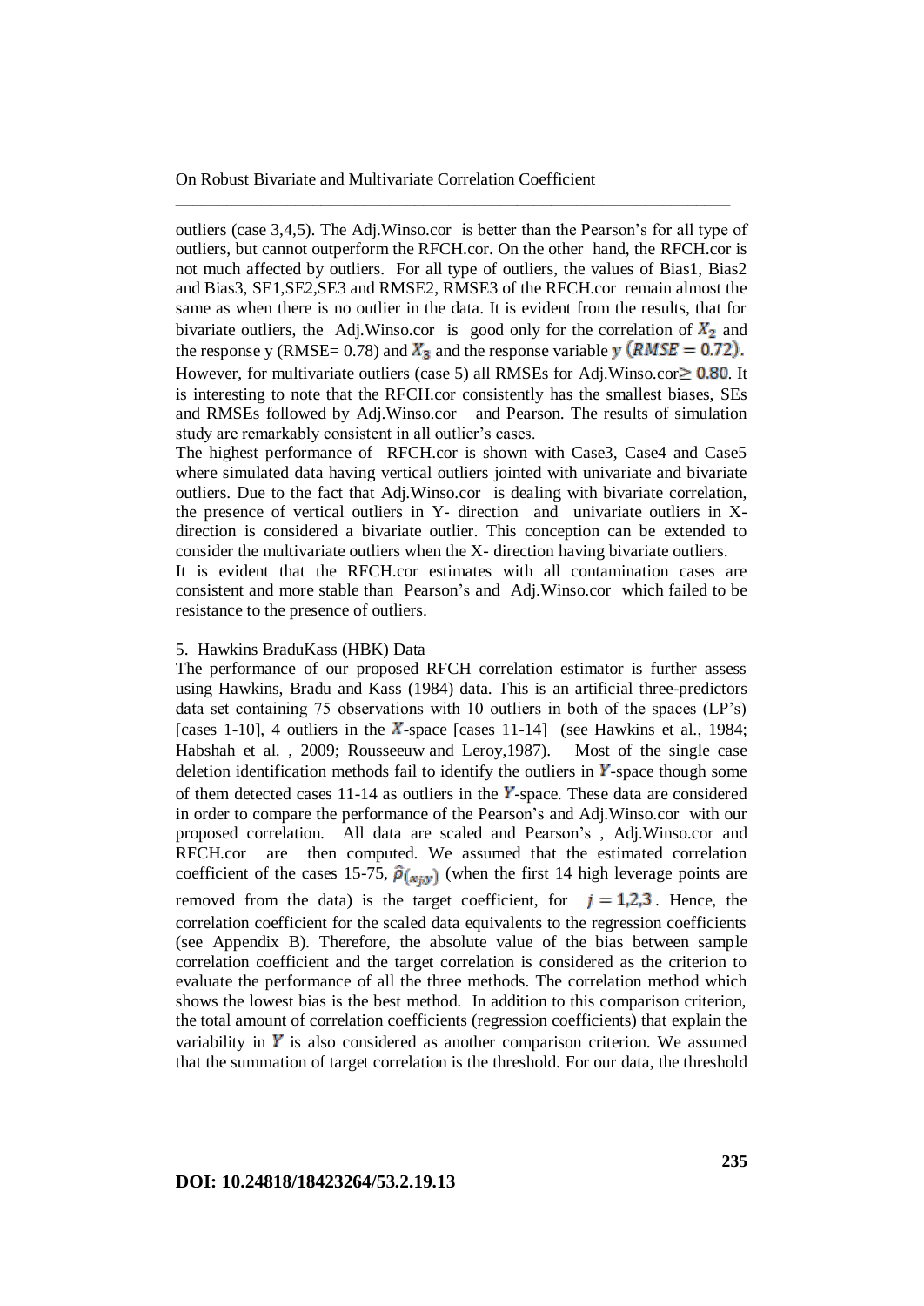outliers (case 3,4,5). The Adj.Winso.cor is better than the Pearson's for all type of outliers, but cannot outperform the RFCH.cor. On the other hand, the RFCH.cor is not much affected by outliers. For all type of outliers, the values of Bias1, Bias2 and Bias3, SE1,SE2,SE3 and RMSE2, RMSE3 of the RFCH.cor remain almost the same as when there is no outlier in the data. It is evident from the results, that for bivariate outliers, the Adj.Winso.cor is good only for the correlation of $X_2$ and the response y (RMSE= 0.78) and $X_3$ and the response variable $y\ (RMSE = 0.72)$. However, for multivariate outliers (case 5) all RMSEs for Adj.Winso.cor$\geq 0.80$. It is interesting to note that the RFCH.cor consistently has the smallest biases, SEs and RMSEs followed by Adj.Winso.cor and Pearson. The results of simulation study are remarkably consistent in all outlier's cases.

The highest performance of RFCH.cor is shown with Case3, Case4 and Case5 where simulated data having vertical outliers jointed with univariate and bivariate outliers. Due to the fact that Adj.Winso.cor is dealing with bivariate correlation, the presence of vertical outliers in Y- direction and univariate outliers in X-direction is considered a bivariate outlier. This conception can be extended to consider the multivariate outliers when the X- direction having bivariate outliers.

It is evident that the RFCH.cor estimates with all contamination cases are consistent and more stable than Pearson's and Adj.Winso.cor which failed to be resistance to the presence of outliers.

## 5. Hawkins BraduKass (HBK) Data

The performance of our proposed RFCH correlation estimator is further assess using Hawkins, Bradu and Kass (1984) data. This is an artificial three-predictors data set containing 75 observations with 10 outliers in both of the spaces (LP's) [cases 1-10], 4 outliers in the $X$-space [cases 11-14] (see Hawkins et al., 1984; Habshah et al. , 2009; Rousseeuw and Leroy,1987). Most of the single case deletion identification methods fail to identify the outliers in $Y$-space though some of them detected cases 11-14 as outliers in the $Y$-space. These data are considered in order to compare the performance of the Pearson's and Adj.Winso.cor with our proposed correlation. All data are scaled and Pearson's , Adj.Winso.cor and RFCH.cor are then computed. We assumed that the estimated correlation coefficient of the cases 15-75, $\hat{\rho}_{(x_j y)}$ (when the first 14 high leverage points are removed from the data) is the target coefficient, for $j = 1,2,3$. Hence, the correlation coefficient for the scaled data equivalents to the regression coefficients (see Appendix B). Therefore, the absolute value of the bias between sample correlation coefficient and the target correlation is considered as the criterion to evaluate the performance of all the three methods. The correlation method which shows the lowest bias is the best method. In addition to this comparison criterion, the total amount of correlation coefficients (regression coefficients) that explain the variability in $Y$ is also considered as another comparison criterion. We assumed that the summation of target correlation is the threshold. For our data, the threshold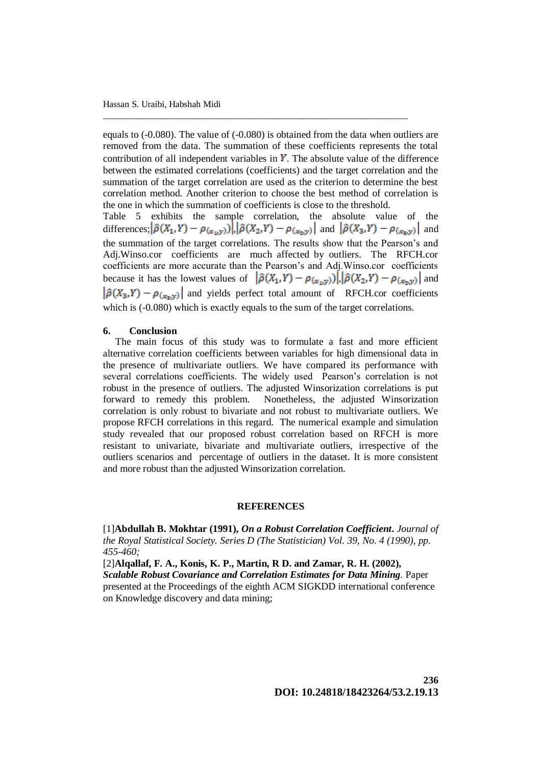equals to (-0.080). The value of (-0.080) is obtained from the data when outliers are removed from the data. The summation of these coefficients represents the total contribution of all independent variables in $Y$. The absolute value of the difference between the estimated correlations (coefficients) and the target correlation and the summation of the target correlation are used as the criterion to determine the best correlation method. Another criterion to choose the best method of correlation is the one in which the summation of coefficients is close to the threshold.

Table 5 exhibits the sample correlation, the absolute value of the differences; $|\hat{\rho}(X_1, Y) - \rho_{(x_1,y)})|$, $|\hat{\rho}(X_2, Y) - \rho_{(x_2,y)}|$ and $|\hat{\rho}(X_3, Y) - \rho_{(x_3,y)}|$ and the summation of the target correlations. The results show that the Pearson's and Adj.Winso.cor coefficients are much affected by outliers. The RFCH.cor coefficients are more accurate than the Pearson's and Adj.Winso.cor coefficients because it has the lowest values of $|\hat{\rho}(X_1, Y) - \rho_{(x_1,y)})|$, $|\hat{\rho}(X_2, Y) - \rho_{(x_2,y)}|$ and $|\hat{\rho}(X_3, Y) - \rho_{(x_3,y)}|$ and yields perfect total amount of RFCH.cor coefficients which is (-0.080) which is exactly equals to the sum of the target correlations.

## 6. Conclusion

The main focus of this study was to formulate a fast and more efficient alternative correlation coefficients between variables for high dimensional data in the presence of multivariate outliers. We have compared its performance with several correlations coefficients. The widely used Pearson's correlation is not robust in the presence of outliers. The adjusted Winsorization correlations is put forward to remedy this problem. Nonetheless, the adjusted Winsorization correlation is only robust to bivariate and not robust to multivariate outliers. We propose RFCH correlations in this regard. The numerical example and simulation study revealed that our proposed robust correlation based on RFCH is more resistant to univariate, bivariate and multivariate outliers, irrespective of the outliers scenarios and percentage of outliers in the dataset. It is more consistent and more robust than the adjusted Winsorization correlation.

## REFERENCES

[1]**Abdullah B. Mokhtar (1991),** ***On a Robust Correlation Coefficient***. *Journal of the Royal Statistical Society. Series D (The Statistician) Vol. 39, No. 4 (1990), pp. 455-460;*

[2]**Alqallaf, F. A., Konis, K. P., Martin, R D. and Zamar, R. H. (2002),** ***Scalable Robust Covariance and Correlation Estimates for Data Mining***. Paper presented at the Proceedings of the eighth ACM SIGKDD international conference on Knowledge discovery and data mining;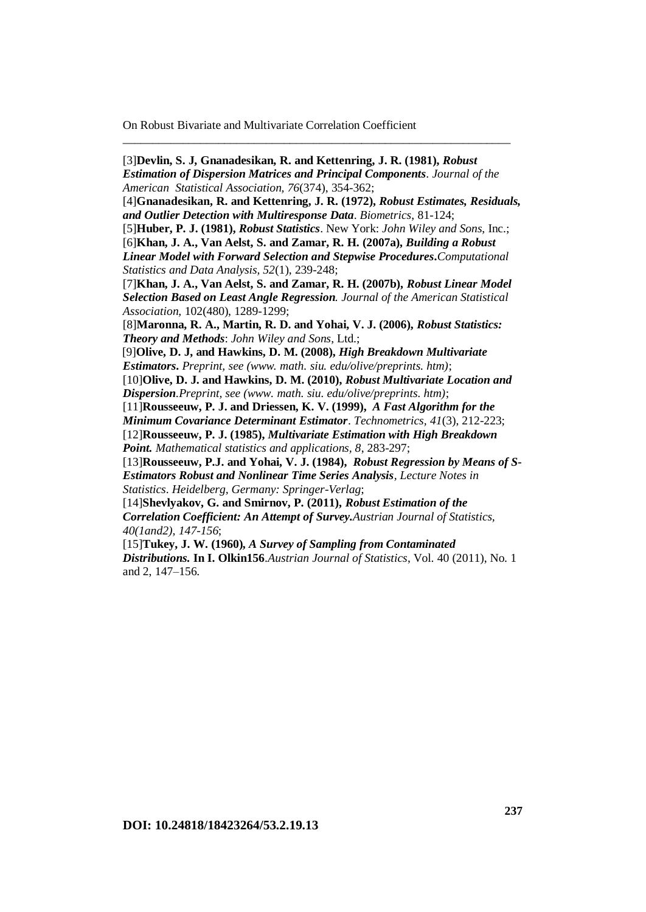[3]**Devlin, S. J, Gnanadesikan, R. and Kettenring, J. R. (1981),** ***Robust Estimation of Dispersion Matrices and Principal Components***. *Journal of the American Statistical Association, 76*(374), 354-362;

[4]**Gnanadesikan, R. and Kettenring, J. R. (1972),** ***Robust Estimates, Residuals, and Outlier Detection with Multiresponse Data***. *Biometrics*, 81-124;

[5]**Huber, P. J. (1981),** ***Robust Statistics***. New York: *John Wiley and Sons*, Inc.;

[6]**Khan, J. A., Van Aelst, S. and Zamar, R. H. (2007a),** ***Building a Robust Linear Model with Forward Selection and Stepwise Procedures*.** *Computational Statistics and Data Analysis, 52*(1), 239-248;

[7]**Khan, J. A., Van Aelst, S. and Zamar, R. H. (2007b),** ***Robust Linear Model Selection Based on Least Angle Regression.*** *Journal of the American Statistical Association,* 102(480), 1289-1299;

[8]**Maronna, R. A., Martin, R. D. and Yohai, V. J. (2006),** ***Robust Statistics: Theory and Methods***: *John Wiley and Sons*, Ltd.;

[9]**Olive, D. J, and Hawkins, D. M. (2008),** ***High Breakdown Multivariate Estimators*.** *Preprint, see (www. math. siu. edu/olive/preprints. htm)*;

[10]**Olive, D. J. and Hawkins, D. M. (2010),** ***Robust Multivariate Location and Dispersion***. *Preprint, see (www. math. siu. edu/olive/preprints. htm)*;

[11]**Rousseeuw, P. J. and Driessen, K. V. (1999),** ***A Fast Algorithm for the Minimum Covariance Determinant Estimator***. *Technometrics, 41*(3), 212-223;

[12]**Rousseeuw, P. J. (1985),** ***Multivariate Estimation with High Breakdown Point.*** *Mathematical statistics and applications, 8*, 283-297;

[13]**Rousseeuw, P.J. and Yohai, V. J. (1984),** ***Robust Regression by Means of S-Estimators Robust and Nonlinear Time Series Analysis***, *Lecture Notes in Statistics*. *Heidelberg, Germany: Springer-Verlag*;

[14]**Shevlyakov, G. and Smirnov, P. (2011),** ***Robust Estimation of the Correlation Coefficient: An Attempt of Survey*.** *Austrian Journal of Statistics, 40(1and2), 147-156*;

[15]**Tukey, J. W. (1960),** ***A Survey of Sampling from Contaminated Distributions.*** **In I. Olkin156**.*Austrian Journal of Statistics*, Vol. 40 (2011), No. 1 and 2, 147–156.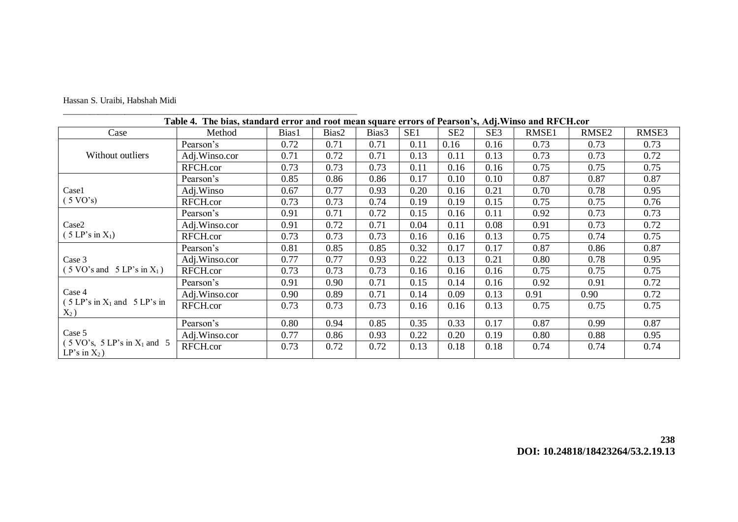**Table 4. The bias, standard error and root mean square errors of Pearson's, Adj.Winso and RFCH.cor**

| Case | Method | Bias1 | Bias2 | Bias3 | SE1 | SE2 | SE3 | RMSE1 | RMSE2 | RMSE3 |
|---|---|---|---|---|---|---|---|---|---|---|
| Without outliers | Pearson's | 0.72 | 0.71 | 0.71 | 0.11 | 0.16 | 0.16 | 0.73 | 0.73 | 0.73 |
| | Adj.Winso.cor | 0.71 | 0.72 | 0.71 | 0.13 | 0.11 | 0.13 | 0.73 | 0.73 | 0.72 |
| | RFCH.cor | 0.73 | 0.73 | 0.73 | 0.11 | 0.16 | 0.16 | 0.75 | 0.75 | 0.75 |
| Case1 ( 5 VO's) | Pearson's | 0.85 | 0.86 | 0.86 | 0.17 | 0.10 | 0.10 | 0.87 | 0.87 | 0.87 |
| | Adj.Winso | 0.67 | 0.77 | 0.93 | 0.20 | 0.16 | 0.21 | 0.70 | 0.78 | 0.95 |
| | RFCH.cor | 0.73 | 0.73 | 0.74 | 0.19 | 0.19 | 0.15 | 0.75 | 0.75 | 0.76 |
| Case2 ( 5 LP's in $X_1$) | Pearson's | 0.91 | 0.71 | 0.72 | 0.15 | 0.16 | 0.11 | 0.92 | 0.73 | 0.73 |
| | Adj.Winso.cor | 0.91 | 0.72 | 0.71 | 0.04 | 0.11 | 0.08 | 0.91 | 0.73 | 0.72 |
| | RFCH.cor | 0.73 | 0.73 | 0.73 | 0.16 | 0.16 | 0.13 | 0.75 | 0.74 | 0.75 |
| Case 3 ( 5 VO's and 5 LP's in $X_1$ ) | Pearson's | 0.81 | 0.85 | 0.85 | 0.32 | 0.17 | 0.17 | 0.87 | 0.86 | 0.87 |
| | Adj.Winso.cor | 0.77 | 0.77 | 0.93 | 0.22 | 0.13 | 0.21 | 0.80 | 0.78 | 0.95 |
| | RFCH.cor | 0.73 | 0.73 | 0.73 | 0.16 | 0.16 | 0.16 | 0.75 | 0.75 | 0.75 |
| Case 4 ( 5 LP's in $X_1$ and 5 LP's in $X_2$ ) | Pearson's | 0.91 | 0.90 | 0.71 | 0.15 | 0.14 | 0.16 | 0.92 | 0.91 | 0.72 |
| | Adj.Winso.cor | 0.90 | 0.89 | 0.71 | 0.14 | 0.09 | 0.13 | 0.91 | 0.90 | 0.72 |
| | RFCH.cor | 0.73 | 0.73 | 0.73 | 0.16 | 0.16 | 0.13 | 0.75 | 0.75 | 0.75 |
| Case 5 ( 5 VO's, 5 LP's in $X_1$ and 5 LP's in $X_2$ ) | Pearson's | 0.80 | 0.94 | 0.85 | 0.35 | 0.33 | 0.17 | 0.87 | 0.99 | 0.87 |
| | Adj.Winso.cor | 0.77 | 0.86 | 0.93 | 0.22 | 0.20 | 0.19 | 0.80 | 0.88 | 0.95 |
| | RFCH.cor | 0.73 | 0.72 | 0.72 | 0.13 | 0.18 | 0.18 | 0.74 | 0.74 | 0.74 |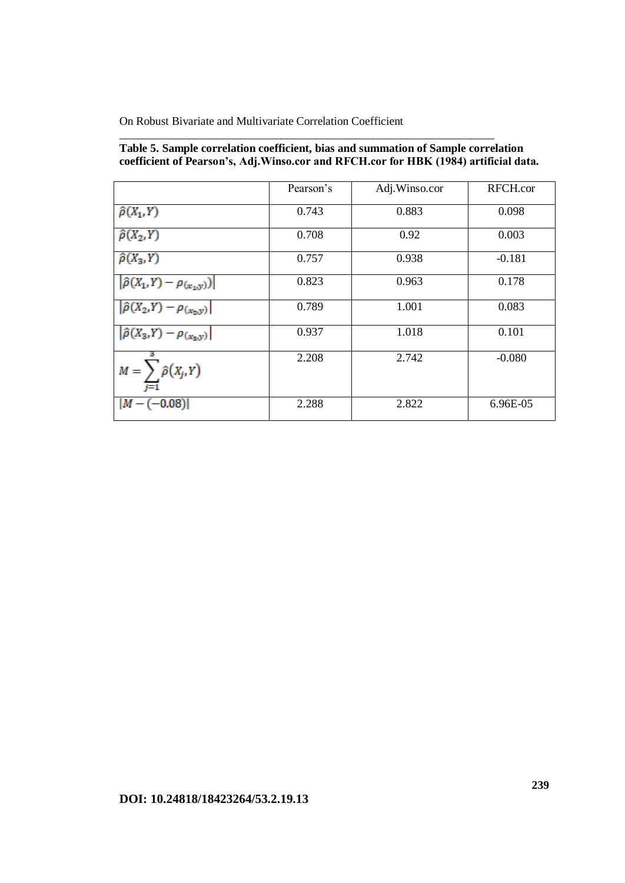**Table 5. Sample correlation coefficient, bias and summation of Sample correlation coefficient of Pearson's, Adj.Winso.cor and RFCH.cor for HBK (1984) artificial data.**

| | Pearson's | Adj.Winso.cor | RFCH.cor |
|---|---|---|---|
| $\hat{\rho}(X_1,Y)$ | 0.743 | 0.883 | 0.098 |
| $\hat{\rho}(X_2,Y)$ | 0.708 | 0.92 | 0.003 |
| $\hat{\rho}(X_3,Y)$ | 0.757 | 0.938 | -0.181 |
| $\lvert\hat{\rho}(X_1,Y) - \rho_{(x_1,y)})\rvert$ | 0.823 | 0.963 | 0.178 |
| $\lvert\hat{\rho}(X_2,Y) - \rho_{(x_2,y)}\rvert$ | 0.789 | 1.001 | 0.083 |
| $\lvert\hat{\rho}(X_3,Y) - \rho_{(x_3,y)}\rvert$ | 0.937 | 1.018 | 0.101 |
| $M = \sum_{j=1}^{3} \hat{\rho}(X_j,Y)$ | 2.208 | 2.742 | -0.080 |
| $\lvert M - (-0.08)\rvert$ | 2.288 | 2.822 | 6.96E-05 |

**DOI: 10.24818/18423264/53.2.19.13**